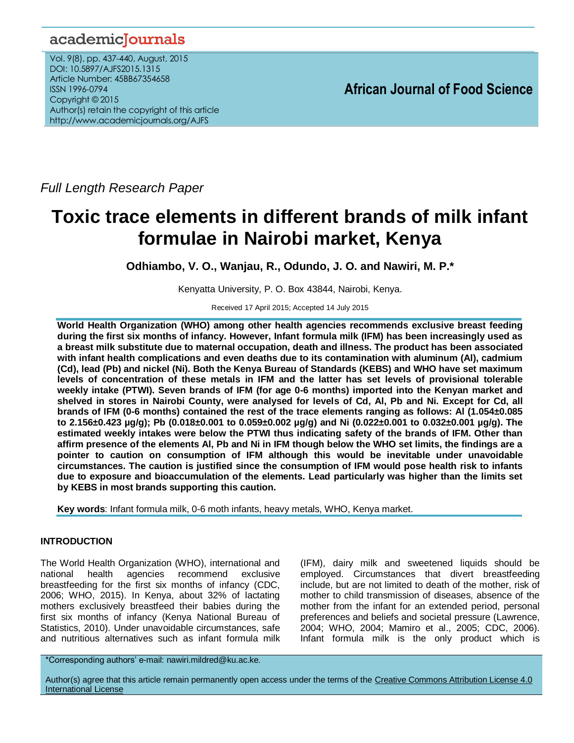Full Length Research Paper

# Toxic trace elements in different brands of milk infant formulae in Nairobi market, Kenya

**Odhiambo, V. O., Wanjau, R., Odundo, J. O. and Nawiri, M. P.***

Kenyatta University, P. O. Box 43844, Nairobi, Kenya.

Received 17 April 2015; Accepted 14 July 2015

**World Health Organization (WHO) among other health agencies recommends exclusive breast feeding during the first six months of infancy. However, Infant formula milk (IFM) has been increasingly used as a breast milk substitute due to maternal occupation, death and illness. The product has been associated with infant health complications and even deaths due to its contamination with aluminum (Al), cadmium (Cd), lead (Pb) and nickel (Ni). Both the Kenya Bureau of Standards (KEBS) and WHO have set maximum levels of concentration of these metals in IFM and the latter has set levels of provisional tolerable weekly intake (PTWI). Seven brands of IFM (for age 0-6 months) imported into the Kenyan market and shelved in stores in Nairobi County, were analysed for levels of Cd, Al, Pb and Ni. Except for Cd, all brands of IFM (0-6 months) contained the rest of the trace elements ranging as follows: Al (1.054±0.085 to 2.156±0.423 µg/g); Pb (0.018±0.001 to 0.059±0.002 µg/g) and Ni (0.022±0.001 to 0.032±0.001 µg/g). The estimated weekly intakes were below the PTWI thus indicating safety of the brands of IFM. Other than affirm presence of the elements Al, Pb and Ni in IFM though below the WHO set limits, the findings are a pointer to caution on consumption of IFM although this would be inevitable under unavoidable circumstances. The caution is justified since the consumption of IFM would pose health risk to infants due to exposure and bioaccumulation of the elements. Lead particularly was higher than the limits set by KEBS in most brands supporting this caution.**

**Key words**: Infant formula milk, 0-6 moth infants, heavy metals, WHO, Kenya market.

## INTRODUCTION

The World Health Organization (WHO), international and national health agencies recommend exclusive breastfeeding for the first six months of infancy (CDC, 2006; WHO, 2015). In Kenya, about 32% of lactating mothers exclusively breastfeed their babies during the first six months of infancy (Kenya National Bureau of Statistics, 2010). Under unavoidable circumstances, safe and nutritious alternatives such as infant formula milk (IFM), dairy milk and sweetened liquids should be employed. Circumstances that divert breastfeeding include, but are not limited to death of the mother, risk of mother to child transmission of diseases, absence of the mother from the infant for an extended period, personal preferences and beliefs and societal pressure (Lawrence, 2004; WHO, 2004; Mamiro et al., 2005; CDC, 2006). Infant formula milk is the only product which is

*Corresponding authors' e-mail: nawiri.mildred@ku.ac.ke.

Author(s) agree that this article remain permanently open access under the terms of the Creative Commons Attribution License 4.0 International License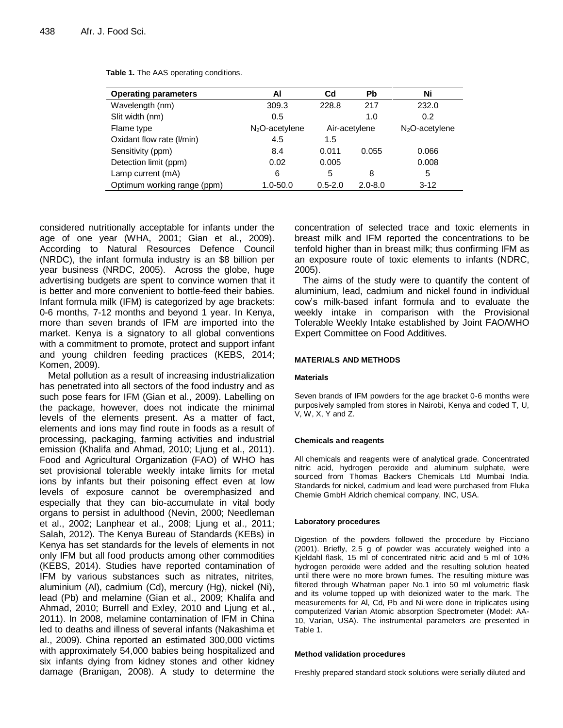**Table 1.** The AAS operating conditions.

| Operating parameters | Al | Cd | Pb | Ni |
| --- | --- | --- | --- | --- |
| Wavelength (nm) | 309.3 | 228.8 | 217 | 232.0 |
| Slit width (nm) | 0.5 | | 1.0 | 0.2 |
| Flame type | $N_2O$-acetylene | Air-acetylene | | $N_2O$-acetylene |
| Oxidant flow rate (l/min) | 4.5 | 1.5 | | |
| Sensitivity (ppm) | 8.4 | 0.011 | 0.055 | 0.066 |
| Detection limit (ppm) | 0.02 | 0.005 | | 0.008 |
| Lamp current (mA) | 6 | 5 | 8 | 5 |
| Optimum working range (ppm) | 1.0-50.0 | 0.5-2.0 | 2.0-8.0 | 3-12 |

considered nutritionally acceptable for infants under the age of one year (WHA, 2001; Gian et al., 2009). According to Natural Resources Defence Council (NRDC), the infant formula industry is an $8 billion per year business (NRDC, 2005). Across the globe, huge advertising budgets are spent to convince women that it is better and more convenient to bottle-feed their babies. Infant formula milk (IFM) is categorized by age brackets: 0-6 months, 7-12 months and beyond 1 year. In Kenya, more than seven brands of IFM are imported into the market. Kenya is a signatory to all global conventions with a commitment to promote, protect and support infant and young children feeding practices (KEBS, 2014; Komen, 2009).

Metal pollution as a result of increasing industrialization has penetrated into all sectors of the food industry and as such pose fears for IFM (Gian et al., 2009). Labelling on the package, however, does not indicate the minimal levels of the elements present. As a matter of fact, elements and ions may find route in foods as a result of processing, packaging, farming activities and industrial emission (Khalifa and Ahmad, 2010; Ljung et al., 2011). Food and Agricultural Organization (FAO) of WHO has set provisional tolerable weekly intake limits for metal ions by infants but their poisoning effect even at low levels of exposure cannot be overemphasized and especially that they can bio-accumulate in vital body organs to persist in adulthood (Nevin, 2000; Needleman et al., 2002; Lanphear et al., 2008; Ljung et al., 2011; Salah, 2012). The Kenya Bureau of Standards (KEBs) in Kenya has set standards for the levels of elements in not only IFM but all food products among other commodities (KEBS, 2014). Studies have reported contamination of IFM by various substances such as nitrates, nitrites, aluminium (Al), cadmium (Cd), mercury (Hg), nickel (Ni), lead (Pb) and melamine (Gian et al., 2009; Khalifa and Ahmad, 2010; Burrell and Exley, 2010 and Ljung et al., 2011). In 2008, melamine contamination of IFM in China led to deaths and illness of several infants (Nakashima et al., 2009). China reported an estimated 300,000 victims with approximately 54,000 babies being hospitalized and six infants dying from kidney stones and other kidney damage (Branigan, 2008). A study to determine the concentration of selected trace and toxic elements in breast milk and IFM reported the concentrations to be tenfold higher than in breast milk; thus confirming IFM as an exposure route of toxic elements to infants (NDRC, 2005).

The aims of the study were to quantify the content of aluminium, lead, cadmium and nickel found in individual cow's milk-based infant formula and to evaluate the weekly intake in comparison with the Provisional Tolerable Weekly Intake established by Joint FAO/WHO Expert Committee on Food Additives.

## MATERIALS AND METHODS

### Materials

Seven brands of IFM powders for the age bracket 0-6 months were purposively sampled from stores in Nairobi, Kenya and coded T, U, V, W, X, Y and Z.

### Chemicals and reagents

All chemicals and reagents were of analytical grade. Concentrated nitric acid, hydrogen peroxide and aluminum sulphate, were sourced from Thomas Backers Chemicals Ltd Mumbai India. Standards for nickel, cadmium and lead were purchased from Fluka Chemie GmbH Aldrich chemical company, INC, USA.

### Laboratory procedures

Digestion of the powders followed the procedure by Picciano (2001). Briefly, 2.5 g of powder was accurately weighed into a Kjeldahl flask, 15 ml of concentrated nitric acid and 5 ml of 10% hydrogen peroxide were added and the resulting solution heated until there were no more brown fumes. The resulting mixture was filtered through Whatman paper No.1 into 50 ml volumetric flask and its volume topped up with deionized water to the mark. The measurements for Al, Cd, Pb and Ni were done in triplicates using computerized Varian Atomic absorption Spectrometer (Model: AA-10, Varian, USA). The instrumental parameters are presented in Table 1.

### Method validation procedures

Freshly prepared standard stock solutions were serially diluted and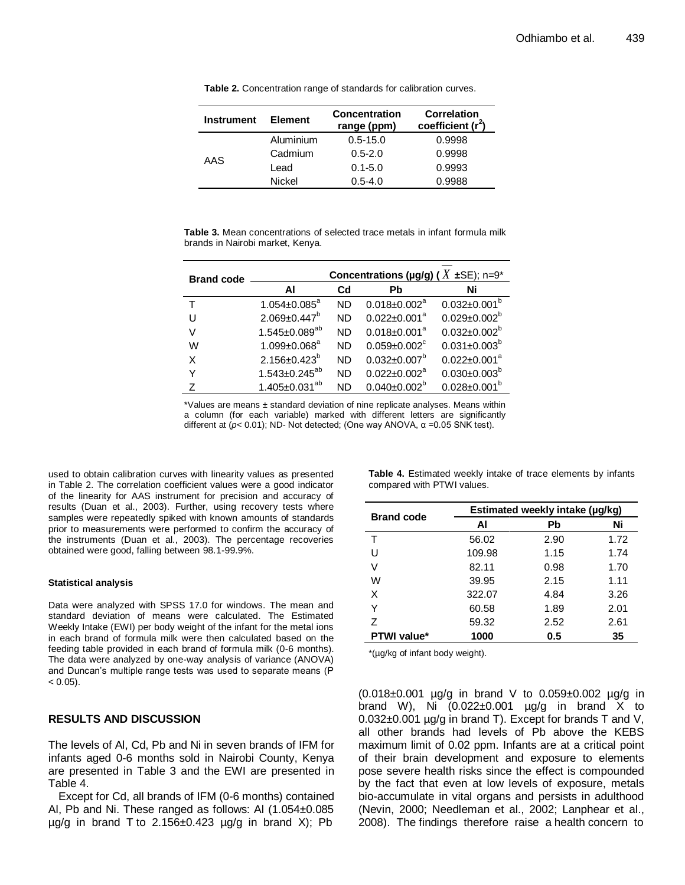**Table 2.** Concentration range of standards for calibration curves.

| Instrument | Element | Concentration range (ppm) | Correlation coefficient ($r^2$) |
|---|---|---|---|
| AAS | Aluminium | 0.5-15.0 | 0.9998 |
| | Cadmium | 0.5-2.0 | 0.9998 |
| | Lead | 0.1-5.0 | 0.9993 |
| | Nickel | 0.5-4.0 | 0.9988 |

**Table 3.** Mean concentrations of selected trace metals in infant formula milk brands in Nairobi market, Kenya.

| Brand code | Concentrations (µg/g) ($\bar{X}$ ±SE); n=9* | | | |
|---|---|---|---|---|
| | Al | Cd | Pb | Ni |
| T | 1.054±0.085[a] | ND | 0.018±0.002[a] | 0.032±0.001[b] |
| U | 2.069±0.447[b] | ND | 0.022±0.001[a] | 0.029±0.002[b] |
| V | 1.545±0.089[ab] | ND | 0.018±0.001[a] | 0.032±0.002[b] |
| W | 1.099±0.068[a] | ND | 0.059±0.002[c] | 0.031±0.003[b] |
| X | 2.156±0.423[b] | ND | 0.032±0.007[b] | 0.022±0.001[a] |
| Y | 1.543±0.245[ab] | ND | 0.022±0.002[a] | 0.030±0.003[b] |
| Z | 1.405±0.031[ab] | ND | 0.040±0.002[b] | 0.028±0.001[b] |

*Values are means ± standard deviation of nine replicate analyses. Means within a column (for each variable) marked with different letters are significantly different at ($p$< 0.01); ND- Not detected; (One way ANOVA, α =0.05 SNK test).

used to obtain calibration curves with linearity values as presented in Table 2. The correlation coefficient values were a good indicator of the linearity for AAS instrument for precision and accuracy of results (Duan et al., 2003). Further, using recovery tests where samples were repeatedly spiked with known amounts of standards prior to measurements were performed to confirm the accuracy of the instruments (Duan et al., 2003). The percentage recoveries obtained were good, falling between 98.1-99.9%.

#### Statistical analysis

Data were analyzed with SPSS 17.0 for windows. The mean and standard deviation of means were calculated. The Estimated Weekly Intake (EWI) per body weight of the infant for the metal ions in each brand of formula milk were then calculated based on the feeding table provided in each brand of formula milk (0-6 months). The data were analyzed by one-way analysis of variance (ANOVA) and Duncan's multiple range tests was used to separate means (P < 0.05).

## RESULTS AND DISCUSSION

The levels of Al, Cd, Pb and Ni in seven brands of IFM for infants aged 0-6 months sold in Nairobi County, Kenya are presented in Table 3 and the EWI are presented in Table 4.

Except for Cd, all brands of IFM (0-6 months) contained Al, Pb and Ni. These ranged as follows: Al (1.054±0.085 µg/g in brand T to 2.156±0.423 µg/g in brand X); Pb (0.018±0.001 µg/g in brand V to 0.059±0.002 µg/g in brand W), Ni (0.022±0.001 µg/g in brand X to 0.032±0.001 µg/g in brand T). Except for brands T and V, all other brands had levels of Pb above the KEBS maximum limit of 0.02 ppm. Infants are at a critical point of their brain development and exposure to elements pose severe health risks since the effect is compounded by the fact that even at low levels of exposure, metals bio-accumulate in vital organs and persists in adulthood (Nevin, 2000; Needleman et al., 2002; Lanphear et al., 2008). The findings therefore raise a health concern to

**Table 4.** Estimated weekly intake of trace elements by infants compared with PTWI values.

| Brand code | Estimated weekly intake (µg/kg) | | |
|---|---|---|---|
| | Al | Pb | Ni |
| T | 56.02 | 2.90 | 1.72 |
| U | 109.98 | 1.15 | 1.74 |
| V | 82.11 | 0.98 | 1.70 |
| W | 39.95 | 2.15 | 1.11 |
| X | 322.07 | 4.84 | 3.26 |
| Y | 60.58 | 1.89 | 2.01 |
| Z | 59.32 | 2.52 | 2.61 |
| **PTWI value*** | **1000** | **0.5** | **35** |

*(µg/kg of infant body weight).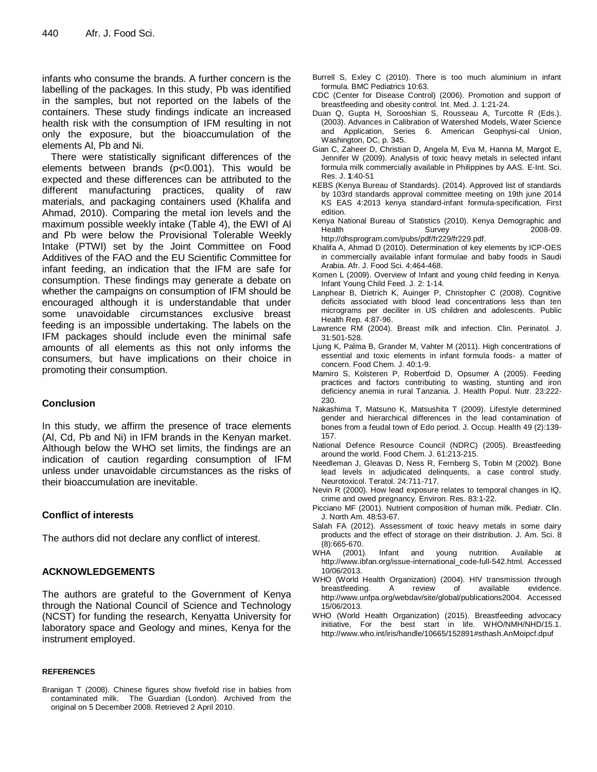infants who consume the brands. A further concern is the labelling of the packages. In this study, Pb was identified in the samples, but not reported on the labels of the containers. These study findings indicate an increased health risk with the consumption of IFM resulting in not only the exposure, but the bioaccumulation of the elements Al, Pb and Ni.

There were statistically significant differences of the elements between brands ($p<0.001$). This would be expected and these differences can be attributed to the different manufacturing practices, quality of raw materials, and packaging containers used (Khalifa and Ahmad, 2010). Comparing the metal ion levels and the maximum possible weekly intake (Table 4), the EWI of Al and Pb were below the Provisional Tolerable Weekly Intake (PTWI) set by the Joint Committee on Food Additives of the FAO and the EU Scientific Committee for infant feeding, an indication that the IFM are safe for consumption. These findings may generate a debate on whether the campaigns on consumption of IFM should be encouraged although it is understandable that under some unavoidable circumstances exclusive breast feeding is an impossible undertaking. The labels on the IFM packages should include even the minimal safe amounts of all elements as this not only informs the consumers, but have implications on their choice in promoting their consumption.

## Conclusion

In this study, we affirm the presence of trace elements (Al, Cd, Pb and Ni) in IFM brands in the Kenyan market. Although below the WHO set limits, the findings are an indication of caution regarding consumption of IFM unless under unavoidable circumstances as the risks of their bioaccumulation are inevitable.

## Conflict of interests

The authors did not declare any conflict of interest.

## ACKNOWLEDGEMENTS

The authors are grateful to the Government of Kenya through the National Council of Science and Technology (NCST) for funding the research, Kenyatta University for laboratory space and Geology and mines, Kenya for the instrument employed.

## REFERENCES

Branigan T (2008). Chinese figures show fivefold rise in babies from contaminated milk. The Guardian (London). Archived from the original on 5 December 2008. Retrieved 2 April 2010.

Burrell S, Exley C (2010). There is too much aluminium in infant formula. BMC Pediatrics 10:63.

CDC (Center for Disease Control) (2006). Promotion and support of breastfeeding and obesity control. Int. Med. J. 1:21-24.

Duan Q, Gupta H, Sorooshian S, Rousseau A, Turcotte R (Eds.). (2003). Advances in Calibration of Watershed Models, Water Science and Application, Series 6. American Geophysi-cal Union, Washington, DC, p. 345.

Gian C, Zaheer D, Christian D, Angela M, Eva M, Hanna M, Margot E, Jennifer W (2009). Analysis of toxic heavy metals in selected infant formula milk commercially available in Philippines by AAS. E-Int. Sci. Res. J. **1**:40-51

KEBS (Kenya Bureau of Standards). (2014). Approved list of standards by 103rd standards approval committee meeting on 19th june 2014 KS EAS 4:2013 kenya standard-infant formula-specification, First edition.

Kenya National Bureau of Statistics (2010). Kenya Demographic and Health Survey 2008-09. http://dhsprogram.com/pubs/pdf/fr229/fr229.pdf.

Khalifa A, Ahmad D (2010). Determination of key elements by ICP-OES in commercially available infant formulae and baby foods in Saudi Arabia. Afr. J. Food Sci. 4:464-468.

Komen L (2009). Overview of Infant and young child feeding in Kenya. Infant Young Child Feed. J. 2: 1-14.

Lanphear B, Dietrich K, Auinger P, Christopher C (2008). Cognitive deficits associated with blood lead concentrations less than ten micrograms per deciliter in US children and adolescents. Public Health Rep. 4:87-96.

Lawrence RM (2004). Breast milk and infection. Clin. Perinatol. J. 31:501-528.

Ljung K, Palma B, Grander M, Vahter M (2011). High concentrations of essential and toxic elements in infant formula foods- a matter of concern. Food Chem. J. 40:1-9.

Mamiro S, Kolsteren P, Robertfoid D, Opsumer A (2005). Feeding practices and factors contributing to wasting, stunting and iron deficiency anemia in rural Tanzania. J. Health Popul. Nutr. 23:222-230.

Nakashima T, Matsuno K, Matsushita T (2009). Lifestyle determined gender and hierarchical differences in the lead contamination of bones from a feudal town of Edo period. J. Occup. Health 49 (2):139-157.

National Defence Resource Council (NDRC) (2005). Breastfeeding around the world. Food Chem. J. 61:213-215.

Needleman J, Gleavas D, Ness R, Fernberg S, Tobin M (2002). Bone lead levels in adjudicated delinquents, a case control study. Neurotoxicol. Teratol. 24:711-717.

Nevin R (2000). How lead exposure relates to temporal changes in IQ, crime and owed pregnancy. Environ. Res. 83:1-22.

Picciano MF (2001). Nutrient composition of human milk. Pediatr. Clin. J. North Am. 48:53-67.

Salah FA (2012). Assessment of toxic heavy metals in some dairy products and the effect of storage on their distribution. J. Am. Sci. 8 (8):665-670.

WHA (2001). Infant and young nutrition. Available at http://www.ibfan.org/issue-international_code-full-542.html. Accessed 10/06/2013.

WHO (World Health Organization) (2004). HIV transmission through breastfeeding. A review of available evidence. http://www.unfpa.org/webdav/site/global/publications2004. Accessed 15/06/2013.

WHO (World Health Organization) (2015). Breastfeeding advocacy initiative, For the best start in life. WHO/NMH/NHD/15.1. http://www.who.int/iris/handle/10665/152891#sthash.AnMoipcf.dpuf